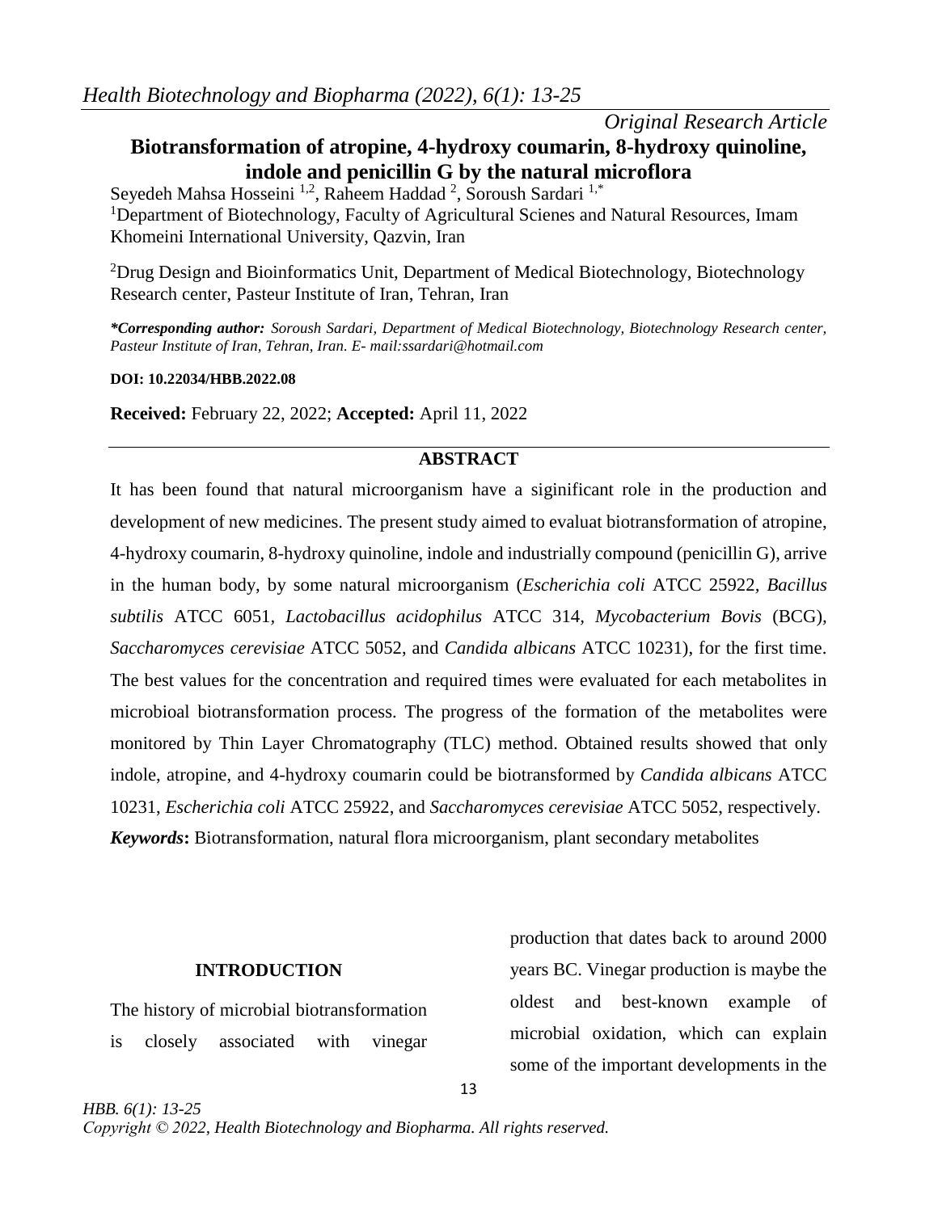*Original Research Article*

# Biotransformation of atropine, 4-hydroxy coumarin, 8-hydroxy quinoline, indole and penicillin G by the natural microflora

Seyedeh Mahsa Hosseini [1,2], Raheem Haddad [2], Soroush Sardari [1,*]

[1]Department of Biotechnology, Faculty of Agricultural Scienes and Natural Resources, Imam Khomeini International University, Qazvin, Iran

[2]Drug Design and Bioinformatics Unit, Department of Medical Biotechnology, Biotechnology Research center, Pasteur Institute of Iran, Tehran, Iran

***Corresponding author:** *Soroush Sardari, Department of Medical Biotechnology, Biotechnology Research center, Pasteur Institute of Iran, Tehran, Iran. E- mail:ssardari@hotmail.com*

**DOI: 10.22034/HBB.2022.08**

**Received:** February 22, 2022; **Accepted:** April 11, 2022

## ABSTRACT

It has been found that natural microorganism have a siginificant role in the production and development of new medicines. The present study aimed to evaluat biotransformation of atropine, 4-hydroxy coumarin, 8-hydroxy quinoline, indole and industrially compound (penicillin G), arrive in the human body, by some natural microorganism (*Escherichia coli* ATCC 25922, *Bacillus subtilis* ATCC 6051, *Lactobacillus acidophilus* ATCC 314, *Mycobacterium Bovis* (BCG), *Saccharomyces cerevisiae* ATCC 5052, and *Candida albicans* ATCC 10231), for the first time. The best values for the concentration and required times were evaluated for each metabolites in microbioal biotransformation process. The progress of the formation of the metabolites were monitored by Thin Layer Chromatography (TLC) method. Obtained results showed that only indole, atropine, and 4-hydroxy coumarin could be biotransformed by *Candida albicans* ATCC 10231, *Escherichia coli* ATCC 25922, and *Saccharomyces cerevisiae* ATCC 5052, respectively.

***Keywords*:** Biotransformation, natural flora microorganism, plant secondary metabolites

## INTRODUCTION

The history of microbial biotransformation is closely associated with vinegar production that dates back to around 2000 years BC. Vinegar production is maybe the oldest and best-known example of microbial oxidation, which can explain some of the important developments in the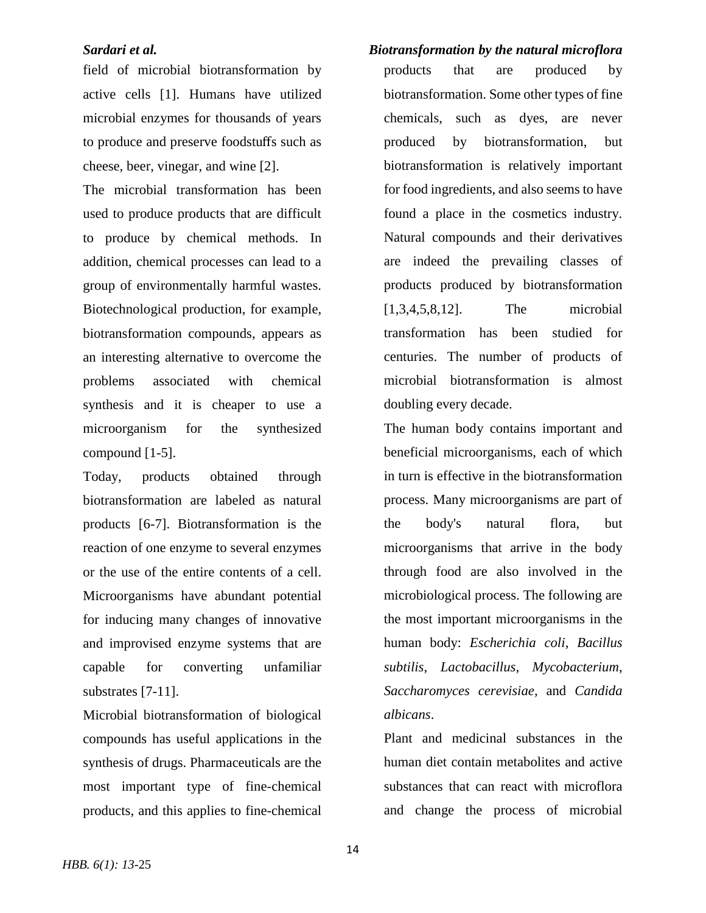field of microbial biotransformation by active cells [1]. Humans have utilized microbial enzymes for thousands of years to produce and preserve foodstuffs such as cheese, beer, vinegar, and wine [2].

The microbial transformation has been used to produce products that are difficult to produce by chemical methods. In addition, chemical processes can lead to a group of environmentally harmful wastes. Biotechnological production, for example, biotransformation compounds, appears as an interesting alternative to overcome the problems associated with chemical synthesis and it is cheaper to use a microorganism for the synthesized compound [1-5].

Today, products obtained through biotransformation are labeled as natural products [6-7]. Biotransformation is the reaction of one enzyme to several enzymes or the use of the entire contents of a cell. Microorganisms have abundant potential for inducing many changes of innovative and improvised enzyme systems that are capable for converting unfamiliar substrates [7-11].

Microbial biotransformation of biological compounds has useful applications in the synthesis of drugs. Pharmaceuticals are the most important type of fine-chemical products, and this applies to fine-chemical products that are produced by biotransformation. Some other types of fine chemicals, such as dyes, are never produced by biotransformation, but biotransformation is relatively important for food ingredients, and also seems to have found a place in the cosmetics industry. Natural compounds and their derivatives are indeed the prevailing classes of products produced by biotransformation [1,3,4,5,8,12]. The microbial transformation has been studied for centuries. The number of products of microbial biotransformation is almost doubling every decade.

The human body contains important and beneficial microorganisms, each of which in turn is effective in the biotransformation process. Many microorganisms are part of the body's natural flora, but microorganisms that arrive in the body through food are also involved in the microbiological process. The following are the most important microorganisms in the human body: *Escherichia coli*, *Bacillus subtilis*, *Lactobacillus*, *Mycobacterium*, *Saccharomyces cerevisiae*, and *Candida albicans*.

Plant and medicinal substances in the human diet contain metabolites and active substances that can react with microflora and change the process of microbial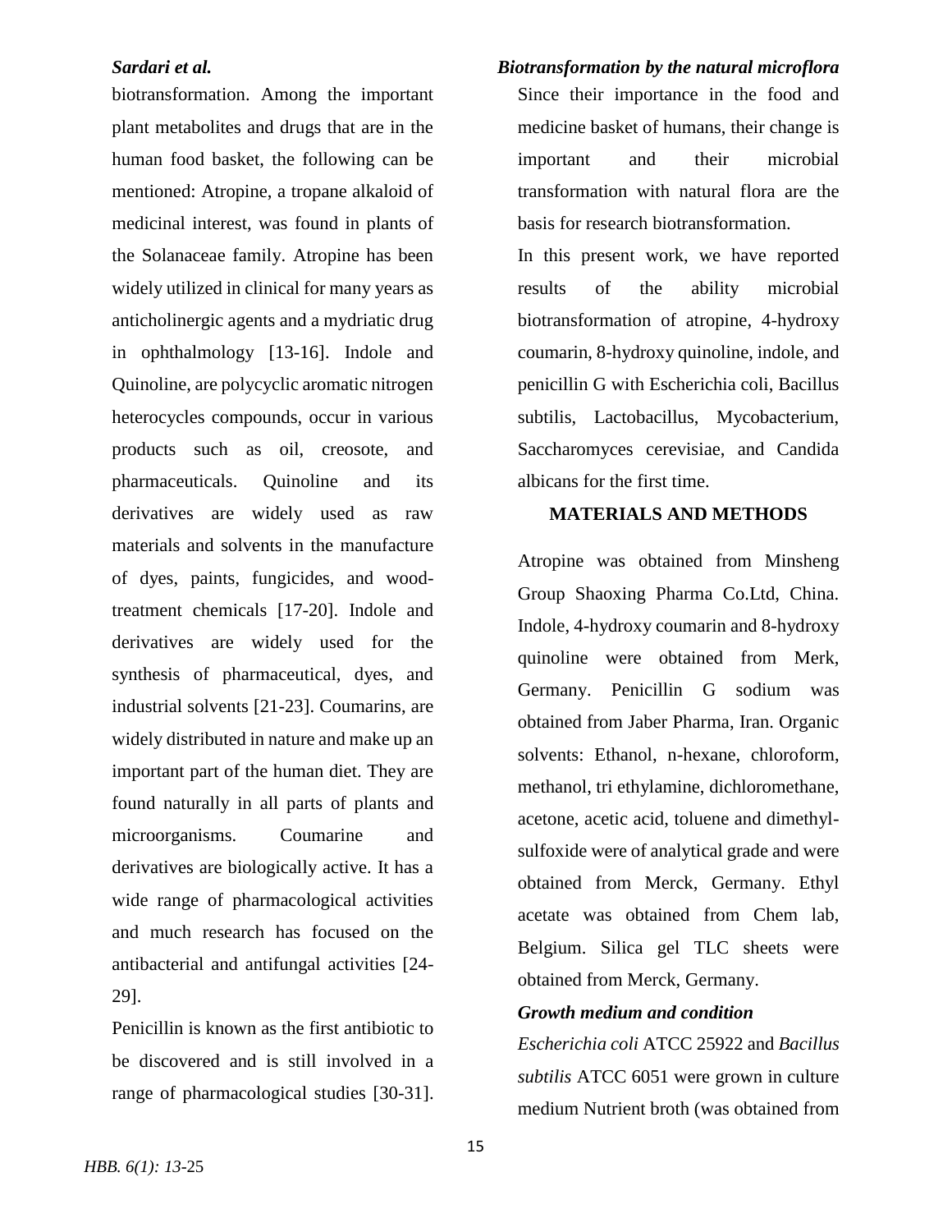biotransformation. Among the important plant metabolites and drugs that are in the human food basket, the following can be mentioned: Atropine, a tropane alkaloid of medicinal interest, was found in plants of the Solanaceae family. Atropine has been widely utilized in clinical for many years as anticholinergic agents and a mydriatic drug in ophthalmology [13-16]. Indole and Quinoline, are polycyclic aromatic nitrogen heterocycles compounds, occur in various products such as oil, creosote, and pharmaceuticals. Quinoline and its derivatives are widely used as raw materials and solvents in the manufacture of dyes, paints, fungicides, and wood-treatment chemicals [17-20]. Indole and derivatives are widely used for the synthesis of pharmaceutical, dyes, and industrial solvents [21-23]. Coumarins, are widely distributed in nature and make up an important part of the human diet. They are found naturally in all parts of plants and microorganisms. Coumarine and derivatives are biologically active. It has a wide range of pharmacological activities and much research has focused on the antibacterial and antifungal activities [24-29].

Penicillin is known as the first antibiotic to be discovered and is still involved in a range of pharmacological studies [30-31].

***Biotransformation by the natural microflora***

Since their importance in the food and medicine basket of humans, their change is important and their microbial transformation with natural flora are the basis for research biotransformation.

In this present work, we have reported results of the ability microbial biotransformation of atropine, 4-hydroxy coumarin, 8-hydroxy quinoline, indole, and penicillin G with Escherichia coli, Bacillus subtilis, Lactobacillus, Mycobacterium, Saccharomyces cerevisiae, and Candida albicans for the first time.

## MATERIALS AND METHODS

Atropine was obtained from Minsheng Group Shaoxing Pharma Co.Ltd, China. Indole, 4-hydroxy coumarin and 8-hydroxy quinoline were obtained from Merk, Germany. Penicillin G sodium was obtained from Jaber Pharma, Iran. Organic solvents: Ethanol, n-hexane, chloroform, methanol, tri ethylamine, dichloromethane, acetone, acetic acid, toluene and dimethyl-sulfoxide were of analytical grade and were obtained from Merck, Germany. Ethyl acetate was obtained from Chem lab, Belgium. Silica gel TLC sheets were obtained from Merck, Germany.

***Growth medium and condition***

*Escherichia coli* ATCC 25922 and *Bacillus subtilis* ATCC 6051 were grown in culture medium Nutrient broth (was obtained from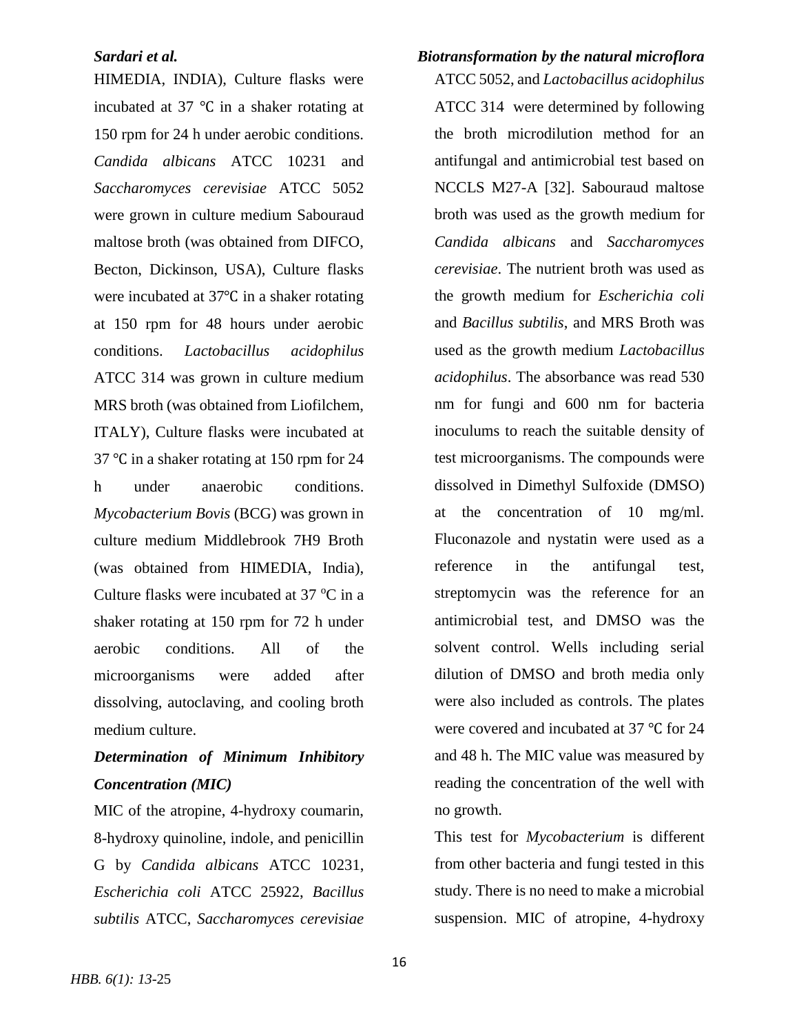HIMEDIA, INDIA), Culture flasks were incubated at 37 ℃ in a shaker rotating at 150 rpm for 24 h under aerobic conditions. *Candida albicans* ATCC 10231 and *Saccharomyces cerevisiae* ATCC 5052 were grown in culture medium Sabouraud maltose broth (was obtained from DIFCO, Becton, Dickinson, USA), Culture flasks were incubated at 37℃ in a shaker rotating at 150 rpm for 48 hours under aerobic conditions. *Lactobacillus acidophilus* ATCC 314 was grown in culture medium MRS broth (was obtained from Liofilchem, ITALY), Culture flasks were incubated at 37 ℃ in a shaker rotating at 150 rpm for 24 h under anaerobic conditions. *Mycobacterium Bovis* (BCG) was grown in culture medium Middlebrook 7H9 Broth (was obtained from HIMEDIA, India), Culture flasks were incubated at 37 ºC in a shaker rotating at 150 rpm for 72 h under aerobic conditions. All of the microorganisms were added after dissolving, autoclaving, and cooling broth medium culture.

### *Determination of Minimum Inhibitory Concentration (MIC)*

MIC of the atropine, 4-hydroxy coumarin, 8-hydroxy quinoline, indole, and penicillin G by *Candida albicans* ATCC 10231, *Escherichia coli* ATCC 25922, *Bacillus subtilis* ATCC, *Saccharomyces cerevisiae* ATCC 5052, and *Lactobacillus acidophilus* ATCC 314 were determined by following the broth microdilution method for an antifungal and antimicrobial test based on NCCLS M27-A [32]. Sabouraud maltose broth was used as the growth medium for *Candida albicans* and *Saccharomyces cerevisiae*. The nutrient broth was used as the growth medium for *Escherichia coli* and *Bacillus subtilis*, and MRS Broth was used as the growth medium *Lactobacillus acidophilus*. The absorbance was read 530 nm for fungi and 600 nm for bacteria inoculums to reach the suitable density of test microorganisms. The compounds were dissolved in Dimethyl Sulfoxide (DMSO) at the concentration of 10 mg/ml. Fluconazole and nystatin were used as a reference in the antifungal test, streptomycin was the reference for an antimicrobial test, and DMSO was the solvent control. Wells including serial dilution of DMSO and broth media only were also included as controls. The plates were covered and incubated at 37 ℃ for 24 and 48 h. The MIC value was measured by reading the concentration of the well with no growth.

This test for *Mycobacterium* is different from other bacteria and fungi tested in this study. There is no need to make a microbial suspension. MIC of atropine, 4-hydroxy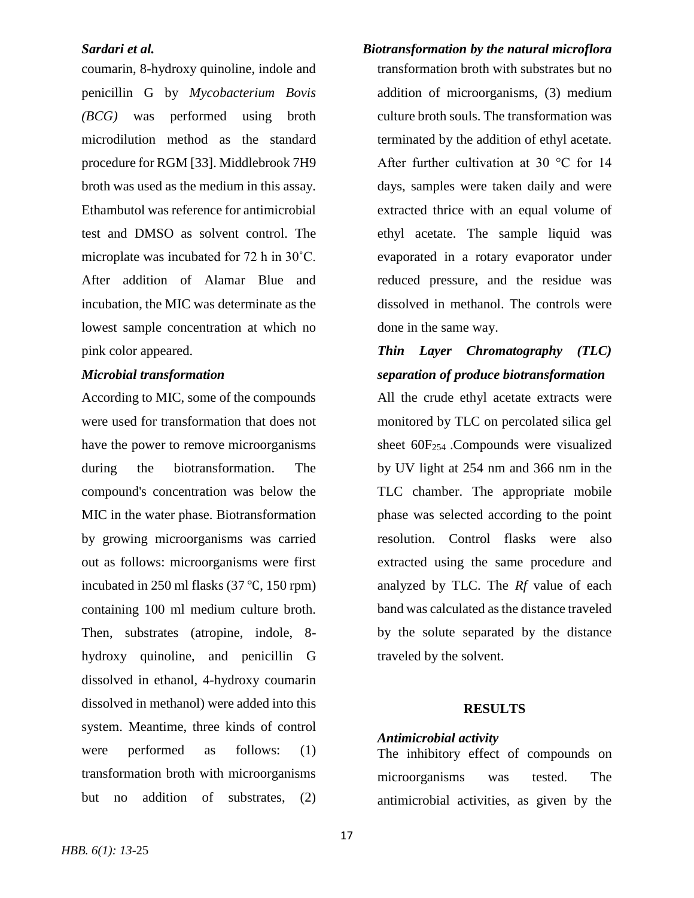coumarin, 8-hydroxy quinoline, indole and penicillin G by *Mycobacterium Bovis (BCG)* was performed using broth microdilution method as the standard procedure for RGM [33]. Middlebrook 7H9 broth was used as the medium in this assay. Ethambutol was reference for antimicrobial test and DMSO as solvent control. The microplate was incubated for 72 h in 30˚C. After addition of Alamar Blue and incubation, the MIC was determinate as the lowest sample concentration at which no pink color appeared.

### *Microbial transformation*

According to MIC, some of the compounds were used for transformation that does not have the power to remove microorganisms during the biotransformation. The compound's concentration was below the MIC in the water phase. Biotransformation by growing microorganisms was carried out as follows: microorganisms were first incubated in 250 ml flasks (37 ℃, 150 rpm) containing 100 ml medium culture broth. Then, substrates (atropine, indole, 8-hydroxy quinoline, and penicillin G dissolved in ethanol, 4-hydroxy coumarin dissolved in methanol) were added into this system. Meantime, three kinds of control were performed as follows: (1) transformation broth with microorganisms but no addition of substrates, (2) transformation broth with substrates but no addition of microorganisms, (3) medium culture broth souls. The transformation was terminated by the addition of ethyl acetate. After further cultivation at 30 °C for 14 days, samples were taken daily and were extracted thrice with an equal volume of ethyl acetate. The sample liquid was evaporated in a rotary evaporator under reduced pressure, and the residue was dissolved in methanol. The controls were done in the same way.

### *Thin Layer Chromatography (TLC) separation of produce biotransformation*

All the crude ethyl acetate extracts were monitored by TLC on percolated silica gel sheet $60F_{254}$ .Compounds were visualized by UV light at 254 nm and 366 nm in the TLC chamber. The appropriate mobile phase was selected according to the point resolution. Control flasks were also extracted using the same procedure and analyzed by TLC. The *Rf* value of each band was calculated as the distance traveled by the solute separated by the distance traveled by the solvent.

## RESULTS

### *Antimicrobial activity*

The inhibitory effect of compounds on microorganisms was tested. The antimicrobial activities, as given by the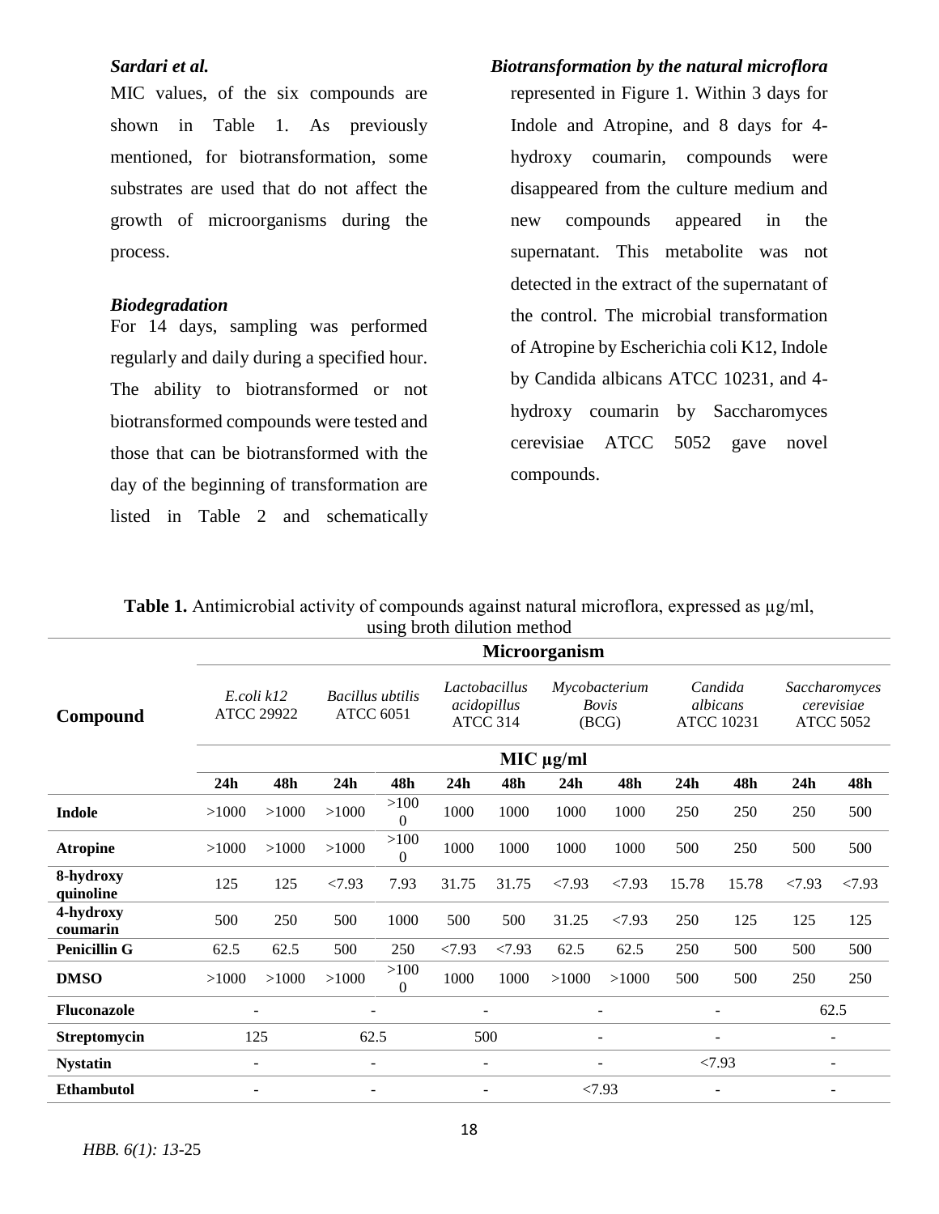MIC values, of the six compounds are shown in Table 1. As previously mentioned, for biotransformation, some substrates are used that do not affect the growth of microorganisms during the process.

### *Biodegradation*

For 14 days, sampling was performed regularly and daily during a specified hour. The ability to biotransformed or not biotransformed compounds were tested and those that can be biotransformed with the day of the beginning of transformation are listed in Table 2 and schematically represented in Figure 1. Within 3 days for Indole and Atropine, and 8 days for 4-hydroxy coumarin, compounds were disappeared from the culture medium and new compounds appeared in the supernatant. This metabolite was not detected in the extract of the supernatant of the control. The microbial transformation of Atropine by Escherichia coli K12, Indole by Candida albicans ATCC 10231, and 4-hydroxy coumarin by Saccharomyces cerevisiae ATCC 5052 gave novel compounds.

**Table 1.** Antimicrobial activity of compounds against natural microflora, expressed as µg/ml, using broth dilution method

| Compound | Microorganism | | | | | | | | | | | |
|---|---|---|---|---|---|---|---|---|---|---|---|---|
| | *E.coli k12* ATCC 29922 | | *Bacillus ubtilis* ATCC 6051 | | *Lactobacillus acidopillus* ATCC 314 | | *Mycobacterium Bovis* (BCG) | | *Candida albicans* ATCC 10231 | | *Saccharomyces cerevisiae* ATCC 5052 | |
| | MIC µg/ml | | | | | | | | | | | |
| | **24h** | **48h** | **24h** | **48h** | **24h** | **48h** | **24h** | **48h** | **24h** | **48h** | **24h** | **48h** |
| **Indole** | >1000 | >1000 | >1000 | >1000 | 1000 | 1000 | 1000 | 1000 | 250 | 250 | 250 | 500 |
| **Atropine** | >1000 | >1000 | >1000 | >1000 | 1000 | 1000 | 1000 | 1000 | 500 | 250 | 500 | 500 |
| **8-hydroxy quinoline** | 125 | 125 | <7.93 | 7.93 | 31.75 | 31.75 | <7.93 | <7.93 | 15.78 | 15.78 | <7.93 | <7.93 |
| **4-hydroxy coumarin** | 500 | 250 | 500 | 1000 | 500 | 500 | 31.25 | <7.93 | 250 | 125 | 125 | 125 |
| **Penicillin G** | 62.5 | 62.5 | 500 | 250 | <7.93 | <7.93 | 62.5 | 62.5 | 250 | 500 | 500 | 500 |
| **DMSO** | >1000 | >1000 | >1000 | >1000 | 1000 | 1000 | >1000 | >1000 | 500 | 500 | 250 | 250 |
| **Fluconazole** | - | | - | | - | | - | | - | | 62.5 | |
| **Streptomycin** | 125 | | 62.5 | | 500 | | - | | - | | - | |
| **Nystatin** | - | | - | | - | | - | | <7.93 | | - | |
| **Ethambutol** | - | | - | | - | | <7.93 | | - | | - | |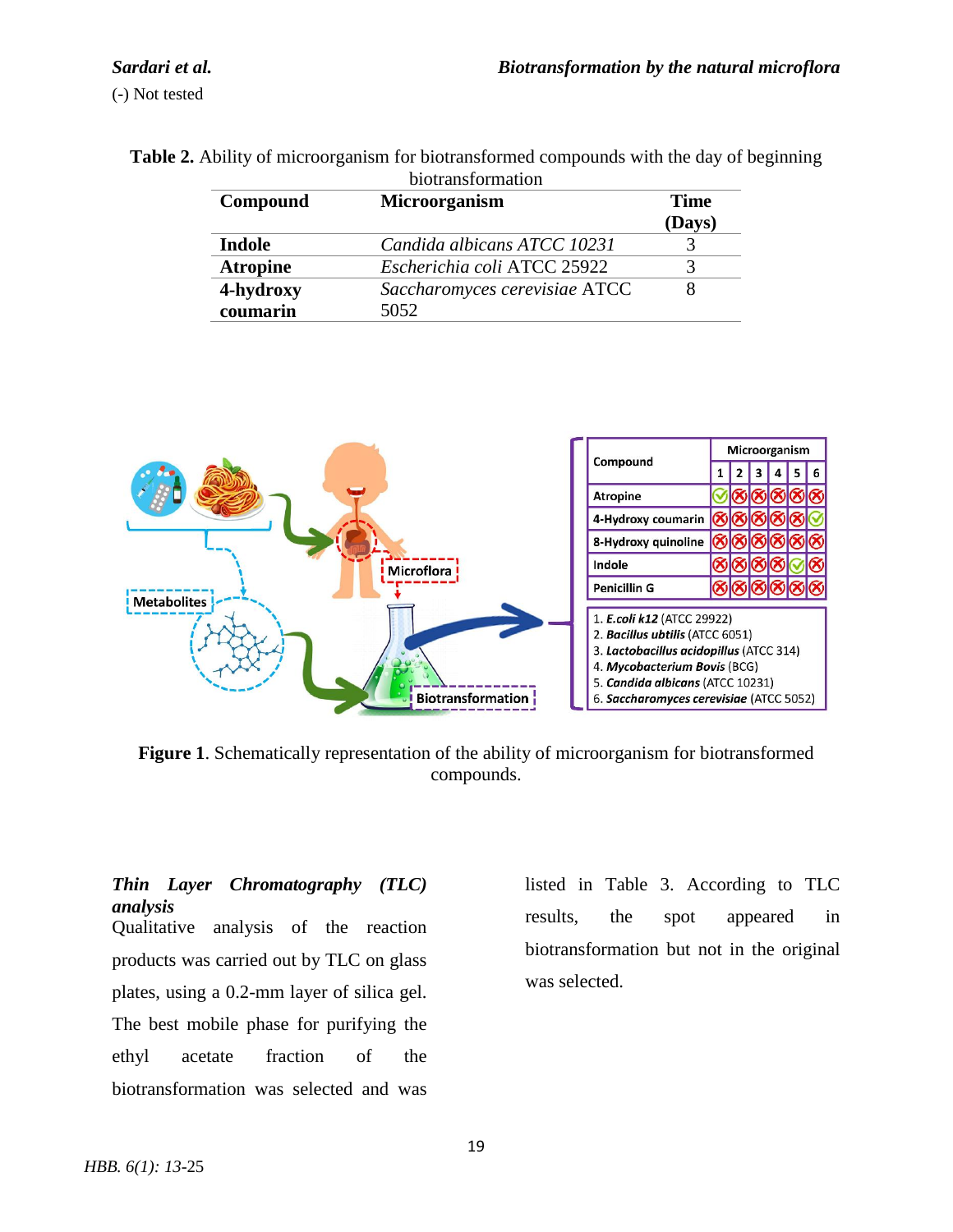(-) Not tested

**Table 2.** Ability of microorganism for biotransformed compounds with the day of beginning biotransformation

| Compound | Microorganism | Time (Days) |
|---|---|---|
| **Indole** | *Candida albicans ATCC 10231* | 3 |
| **Atropine** | *Escherichia coli* ATCC 25922 | 3 |
| **4-hydroxy coumarin** | *Saccharomyces cerevisiae* ATCC 5052 | 8 |

**Figure 1**. Schematically representation of the ability of microorganism for biotransformed compounds.

### *Thin Layer Chromatography (TLC) analysis*

Qualitative analysis of the reaction products was carried out by TLC on glass plates, using a 0.2-mm layer of silica gel. The best mobile phase for purifying the ethyl acetate fraction of the biotransformation was selected and was listed in Table 3. According to TLC results, the spot appeared in biotransformation but not in the original was selected.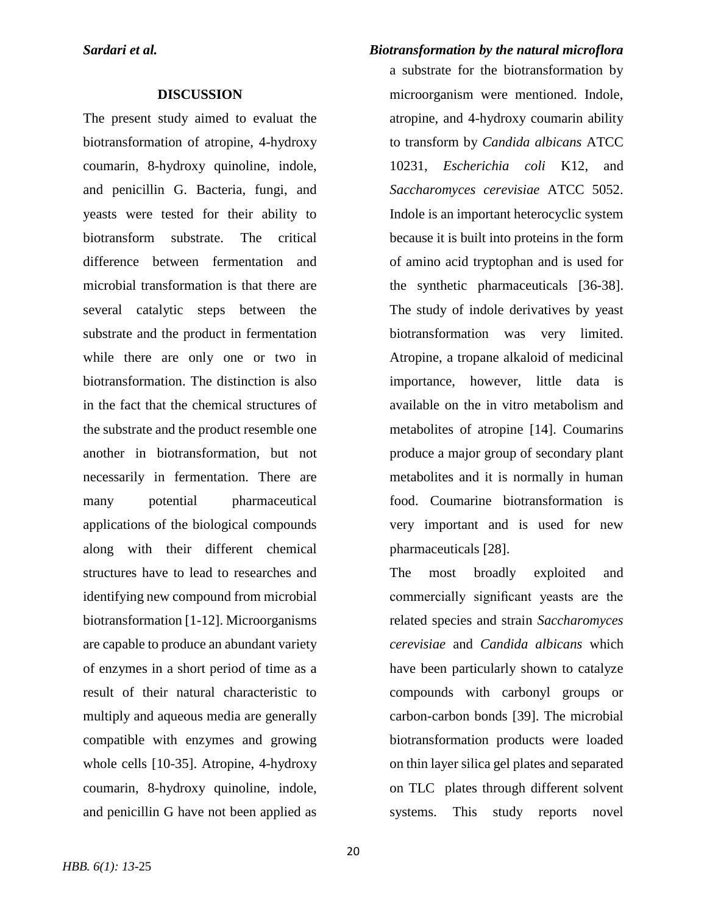## DISCUSSION

The present study aimed to evaluat the biotransformation of atropine, 4-hydroxy coumarin, 8-hydroxy quinoline, indole, and penicillin G. Bacteria, fungi, and yeasts were tested for their ability to biotransform substrate. The critical difference between fermentation and microbial transformation is that there are several catalytic steps between the substrate and the product in fermentation while there are only one or two in biotransformation. The distinction is also in the fact that the chemical structures of the substrate and the product resemble one another in biotransformation, but not necessarily in fermentation. There are many potential pharmaceutical applications of the biological compounds along with their different chemical structures have to lead to researches and identifying new compound from microbial biotransformation [1-12]. Microorganisms are capable to produce an abundant variety of enzymes in a short period of time as a result of their natural characteristic to multiply and aqueous media are generally compatible with enzymes and growing whole cells [10-35]. Atropine, 4-hydroxy coumarin, 8-hydroxy quinoline, indole, and penicillin G have not been applied as a substrate for the biotransformation by microorganism were mentioned. Indole, atropine, and 4-hydroxy coumarin ability to transform by *Candida albicans* ATCC 10231, *Escherichia coli* K12, and *Saccharomyces cerevisiae* ATCC 5052. Indole is an important heterocyclic system because it is built into proteins in the form of amino acid tryptophan and is used for the synthetic pharmaceuticals [36-38]. The study of indole derivatives by yeast biotransformation was very limited. Atropine, a tropane alkaloid of medicinal importance, however, little data is available on the in vitro metabolism and metabolites of atropine [14]. Coumarins produce a major group of secondary plant metabolites and it is normally in human food. Coumarine biotransformation is very important and is used for new pharmaceuticals [28].

The most broadly exploited and commercially significant yeasts are the related species and strain *Saccharomyces cerevisiae* and *Candida albicans* which have been particularly shown to catalyze compounds with carbonyl groups or carbon-carbon bonds [39]. The microbial biotransformation products were loaded on thin layer silica gel plates and separated on TLC plates through different solvent systems. This study reports novel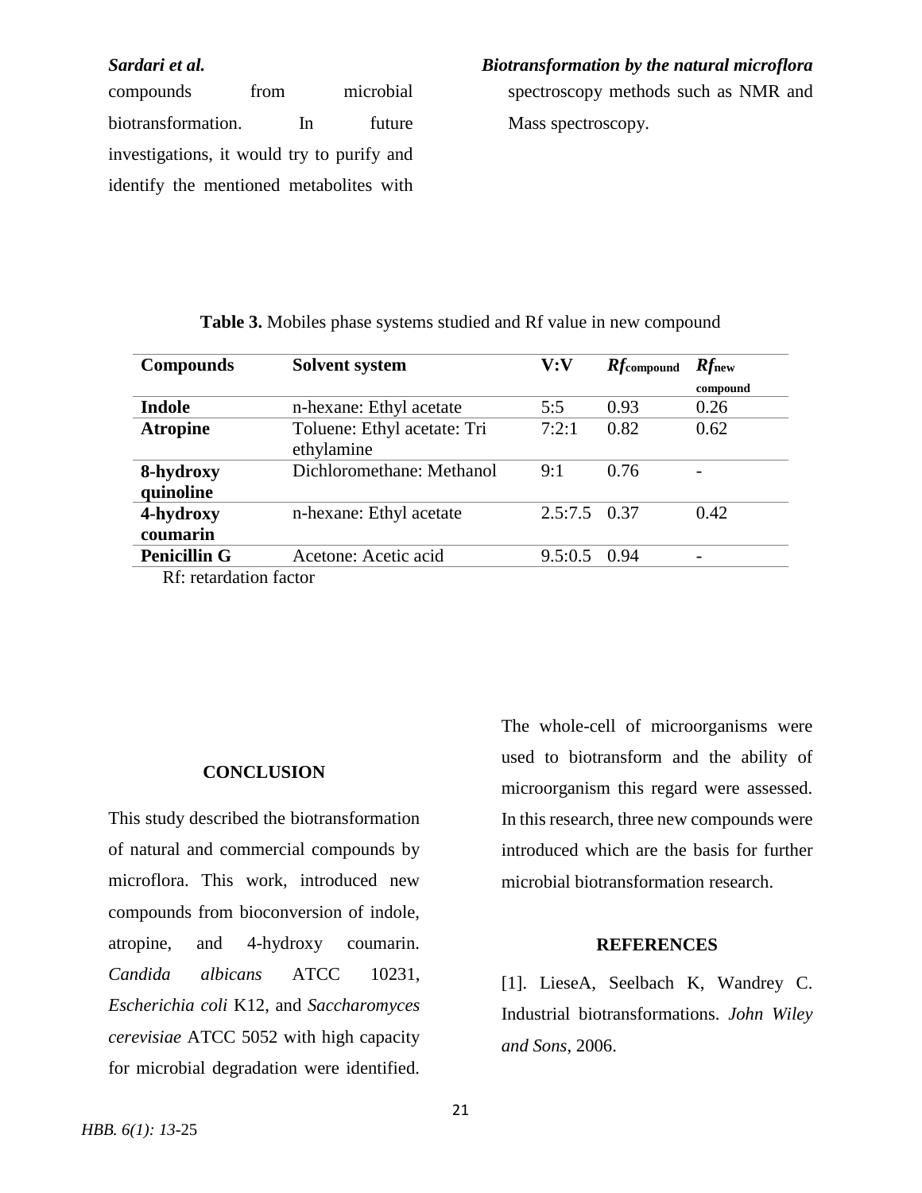compounds from microbial biotransformation. In future investigations, it would try to purify and identify the mentioned metabolites with spectroscopy methods such as NMR and Mass spectroscopy.

**Table 3.** Mobiles phase systems studied and Rf value in new compound

| Compounds | Solvent system | V:V | $Rf_{\text{compound}}$ | $Rf_{\text{new compound}}$ |
|---|---|---|---|---|
| **Indole** | n-hexane: Ethyl acetate | 5:5 | 0.93 | 0.26 |
| **Atropine** | Toluene: Ethyl acetate: Tri ethylamine | 7:2:1 | 0.82 | 0.62 |
| **8-hydroxy quinoline** | Dichloromethane: Methanol | 9:1 | 0.76 | - |
| **4-hydroxy coumarin** | n-hexane: Ethyl acetate | 2.5:7.5 | 0.37 | 0.42 |
| **Penicillin G** | Acetone: Acetic acid | 9.5:0.5 | 0.94 | - |

Rf: retardation factor

## CONCLUSION

This study described the biotransformation of natural and commercial compounds by microflora. This work, introduced new compounds from bioconversion of indole, atropine, and 4-hydroxy coumarin. *Candida albicans* ATCC 10231, *Escherichia coli* K12, and *Saccharomyces cerevisiae* ATCC 5052 with high capacity for microbial degradation were identified. The whole-cell of microorganisms were used to biotransform and the ability of microorganism this regard were assessed. In this research, three new compounds were introduced which are the basis for further microbial biotransformation research.

## REFERENCES

[1]. LieseA, Seelbach K, Wandrey C. Industrial biotransformations. *John Wiley and Sons*, 2006.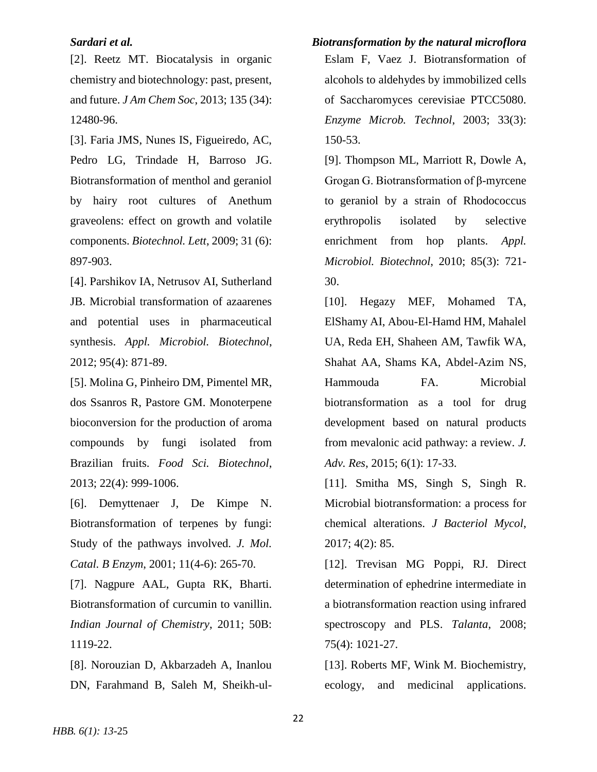[2]. Reetz MT. Biocatalysis in organic chemistry and biotechnology: past, present, and future. *J Am Chem Soc*, 2013; 135 (34): 12480-96.

[3]. Faria JMS, Nunes IS, Figueiredo, AC, Pedro LG, Trindade H, Barroso JG. Biotransformation of menthol and geraniol by hairy root cultures of Anethum graveolens: effect on growth and volatile components. *Biotechnol. Lett*, 2009; 31 (6): 897-903.

[4]. Parshikov IA, Netrusov AI, Sutherland JB. Microbial transformation of azaarenes and potential uses in pharmaceutical synthesis. *Appl. Microbiol. Biotechnol*, 2012; 95(4): 871-89.

[5]. Molina G, Pinheiro DM, Pimentel MR, dos Ssanros R, Pastore GM. Monoterpene bioconversion for the production of aroma compounds by fungi isolated from Brazilian fruits. *Food Sci. Biotechnol*, 2013; 22(4): 999-1006.

[6]. Demyttenaer J, De Kimpe N. Biotransformation of terpenes by fungi: Study of the pathways involved. *J. Mol. Catal. B Enzym*, 2001; 11(4-6): 265-70.

[7]. Nagpure AAL, Gupta RK, Bharti. Biotransformation of curcumin to vanillin. *Indian Journal of Chemistry*, 2011; 50B: 1119-22.

[8]. Norouzian D, Akbarzadeh A, Inanlou DN, Farahmand B, Saleh M, Sheikh-ul-Eslam F, Vaez J. Biotransformation of alcohols to aldehydes by immobilized cells of Saccharomyces cerevisiae PTCC5080. *Enzyme Microb. Technol*, 2003; 33(3): 150-53.

[9]. Thompson ML, Marriott R, Dowle A, Grogan G. Biotransformation of β-myrcene to geraniol by a strain of Rhodococcus erythropolis isolated by selective enrichment from hop plants. *Appl. Microbiol. Biotechnol*, 2010; 85(3): 721-30.

[10]. Hegazy MEF, Mohamed TA, ElShamy AI, Abou-El-Hamd HM, Mahalel UA, Reda EH, Shaheen AM, Tawfik WA, Shahat AA, Shams KA, Abdel-Azim NS, Hammouda FA. Microbial biotransformation as a tool for drug development based on natural products from mevalonic acid pathway: a review. *J. Adv. Res*, 2015; 6(1): 17-33.

[11]. Smitha MS, Singh S, Singh R. Microbial biotransformation: a process for chemical alterations. *J Bacteriol Mycol*, 2017; 4(2): 85.

[12]. Trevisan MG Poppi, RJ. Direct determination of ephedrine intermediate in a biotransformation reaction using infrared spectroscopy and PLS. *Talanta*, 2008; 75(4): 1021-27.

[13]. Roberts MF, Wink M. Biochemistry, ecology, and medicinal applications.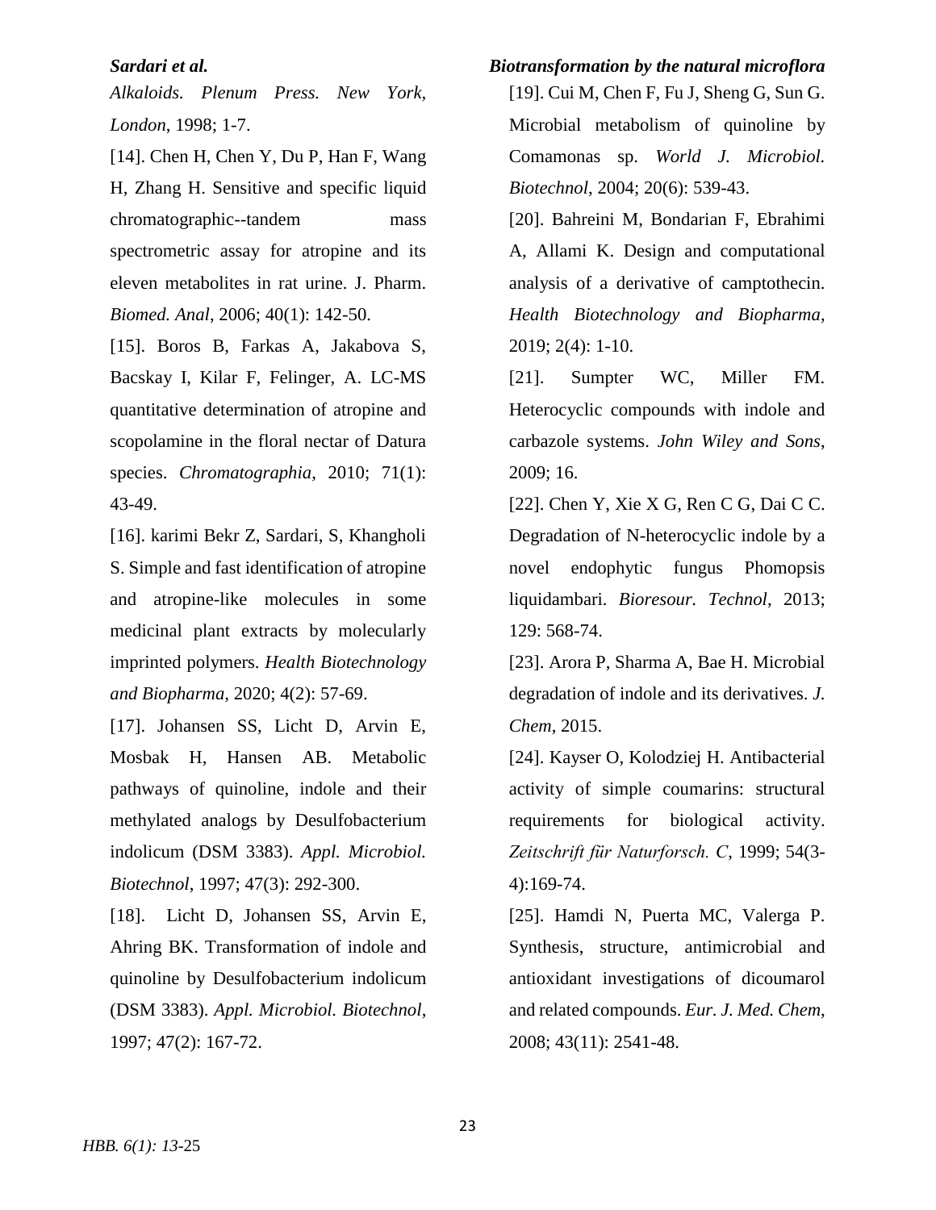*Alkaloids. Plenum Press. New York, London*, 1998; 1-7.

[14]. Chen H, Chen Y, Du P, Han F, Wang H, Zhang H. Sensitive and specific liquid chromatographic--tandem mass spectrometric assay for atropine and its eleven metabolites in rat urine. J. Pharm. *Biomed. Anal*, 2006; 40(1): 142-50.

[15]. Boros B, Farkas A, Jakabova S, Bacskay I, Kilar F, Felinger, A. LC-MS quantitative determination of atropine and scopolamine in the floral nectar of Datura species. *Chromatographia*, 2010; 71(1): 43-49.

[16]. karimi Bekr Z, Sardari, S, Khangholi S. Simple and fast identification of atropine and atropine-like molecules in some medicinal plant extracts by molecularly imprinted polymers. *Health Biotechnology and Biopharma*, 2020; 4(2): 57-69.

[17]. Johansen SS, Licht D, Arvin E, Mosbak H, Hansen AB. Metabolic pathways of quinoline, indole and their methylated analogs by Desulfobacterium indolicum (DSM 3383). *Appl. Microbiol. Biotechnol*, 1997; 47(3): 292-300.

[18]. Licht D, Johansen SS, Arvin E, Ahring BK. Transformation of indole and quinoline by Desulfobacterium indolicum (DSM 3383). *Appl. Microbiol. Biotechnol*, 1997; 47(2): 167-72.

[19]. Cui M, Chen F, Fu J, Sheng G, Sun G. Microbial metabolism of quinoline by Comamonas sp. *World J. Microbiol. Biotechnol*, 2004; 20(6): 539-43.

[20]. Bahreini M, Bondarian F, Ebrahimi A, Allami K. Design and computational analysis of a derivative of camptothecin. *Health Biotechnology and Biopharma*, 2019; 2(4): 1-10.

[21]. Sumpter WC, Miller FM. Heterocyclic compounds with indole and carbazole systems. *John Wiley and Sons*, 2009; 16.

[22]. Chen Y, Xie X G, Ren C G, Dai C C. Degradation of N-heterocyclic indole by a novel endophytic fungus Phomopsis liquidambari. *Bioresour. Technol*, 2013; 129: 568-74.

[23]. Arora P, Sharma A, Bae H. Microbial degradation of indole and its derivatives. *J. Chem*, 2015.

[24]. Kayser O, Kolodziej H. Antibacterial activity of simple coumarins: structural requirements for biological activity. *Zeitschrift für Naturforsch. C*, 1999; 54(3-4):169-74.

[25]. Hamdi N, Puerta MC, Valerga P. Synthesis, structure, antimicrobial and antioxidant investigations of dicoumarol and related compounds. *Eur. J. Med. Chem*, 2008; 43(11): 2541-48.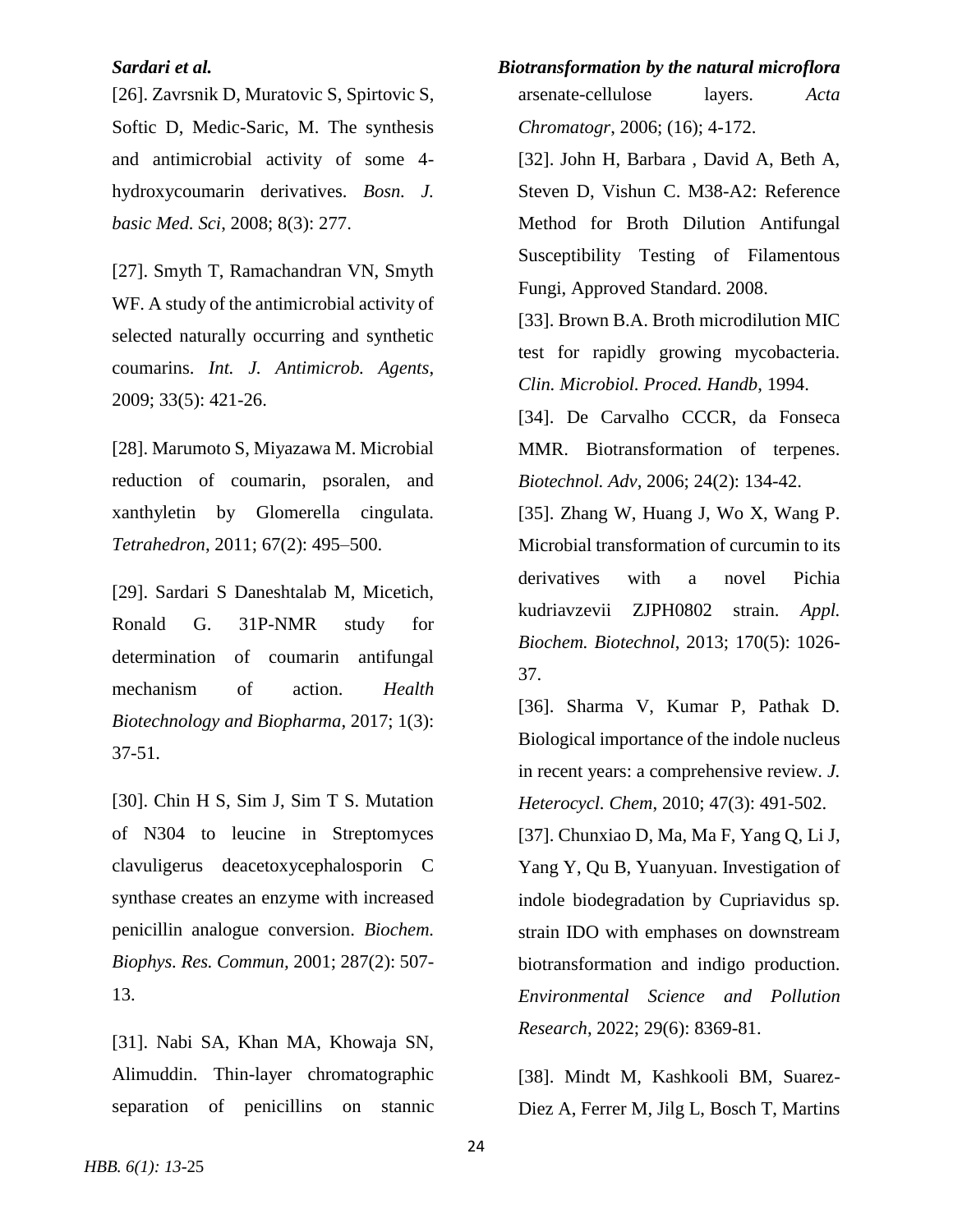[26]. Zavrsnik D, Muratovic S, Spirtovic S, Softic D, Medic-Saric, M. The synthesis and antimicrobial activity of some 4-hydroxycoumarin derivatives. *Bosn. J. basic Med. Sci*, 2008; 8(3): 277.

[27]. Smyth T, Ramachandran VN, Smyth WF. A study of the antimicrobial activity of selected naturally occurring and synthetic coumarins. *Int. J. Antimicrob. Agents*, 2009; 33(5): 421-26.

[28]. Marumoto S, Miyazawa M. Microbial reduction of coumarin, psoralen, and xanthyletin by Glomerella cingulata. *Tetrahedron*, 2011; 67(2): 495–500.

[29]. Sardari S Daneshtalab M, Micetich, Ronald G. 31P-NMR study for determination of coumarin antifungal mechanism of action. *Health Biotechnology and Biopharma*, 2017; 1(3): 37-51.

[30]. Chin H S, Sim J, Sim T S. Mutation of N304 to leucine in Streptomyces clavuligerus deacetoxycephalosporin C synthase creates an enzyme with increased penicillin analogue conversion. *Biochem. Biophys. Res. Commun*, 2001; 287(2): 507-13.

[31]. Nabi SA, Khan MA, Khowaja SN, Alimuddin. Thin-layer chromatographic separation of penicillins on stannic arsenate-cellulose layers. *Acta Chromatogr*, 2006; (16); 4-172.

[32]. John H, Barbara , David A, Beth A, Steven D, Vishun C. M38-A2: Reference Method for Broth Dilution Antifungal Susceptibility Testing of Filamentous Fungi, Approved Standard. 2008.

[33]. Brown B.A. Broth microdilution MIC test for rapidly growing mycobacteria. *Clin. Microbiol. Proced. Handb*, 1994.

[34]. De Carvalho CCCR, da Fonseca MMR. Biotransformation of terpenes. *Biotechnol. Adv*, 2006; 24(2): 134-42.

[35]. Zhang W, Huang J, Wo X, Wang P. Microbial transformation of curcumin to its derivatives with a novel Pichia kudriavzevii ZJPH0802 strain. *Appl. Biochem. Biotechnol*, 2013; 170(5): 1026-37.

[36]. Sharma V, Kumar P, Pathak D. Biological importance of the indole nucleus in recent years: a comprehensive review. *J. Heterocycl. Chem*, 2010; 47(3): 491-502.

[37]. Chunxiao D, Ma, Ma F, Yang Q, Li J, Yang Y, Qu B, Yuanyuan. Investigation of indole biodegradation by Cupriavidus sp. strain IDO with emphases on downstream biotransformation and indigo production. *Environmental Science and Pollution Research*, 2022; 29(6): 8369-81.

[38]. Mindt M, Kashkooli BM, Suarez-Diez A, Ferrer M, Jilg L, Bosch T, Martins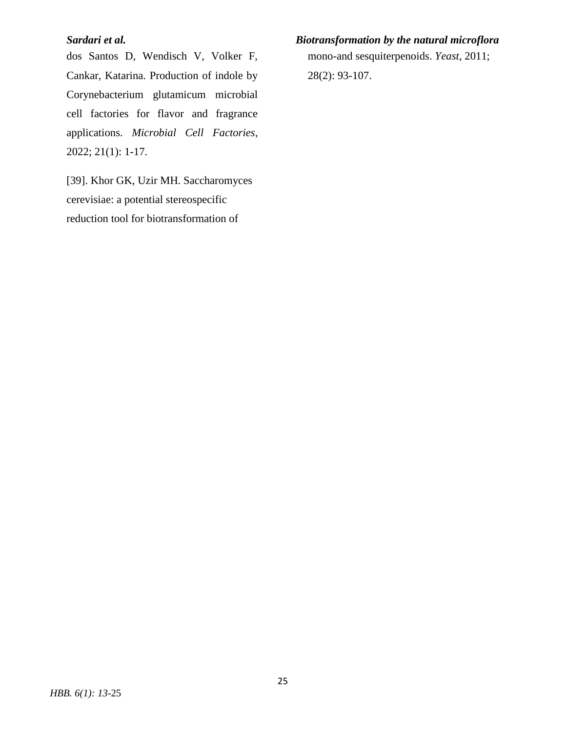dos Santos D, Wendisch V, Volker F, Cankar, Katarina. Production of indole by Corynebacterium glutamicum microbial cell factories for flavor and fragrance applications. *Microbial Cell Factories*, 2022; 21(1): 1-17.

[39]. Khor GK, Uzir MH. Saccharomyces cerevisiae: a potential stereospecific reduction tool for biotransformation of mono-and sesquiterpenoids. *Yeast*, 2011; 28(2): 93-107.